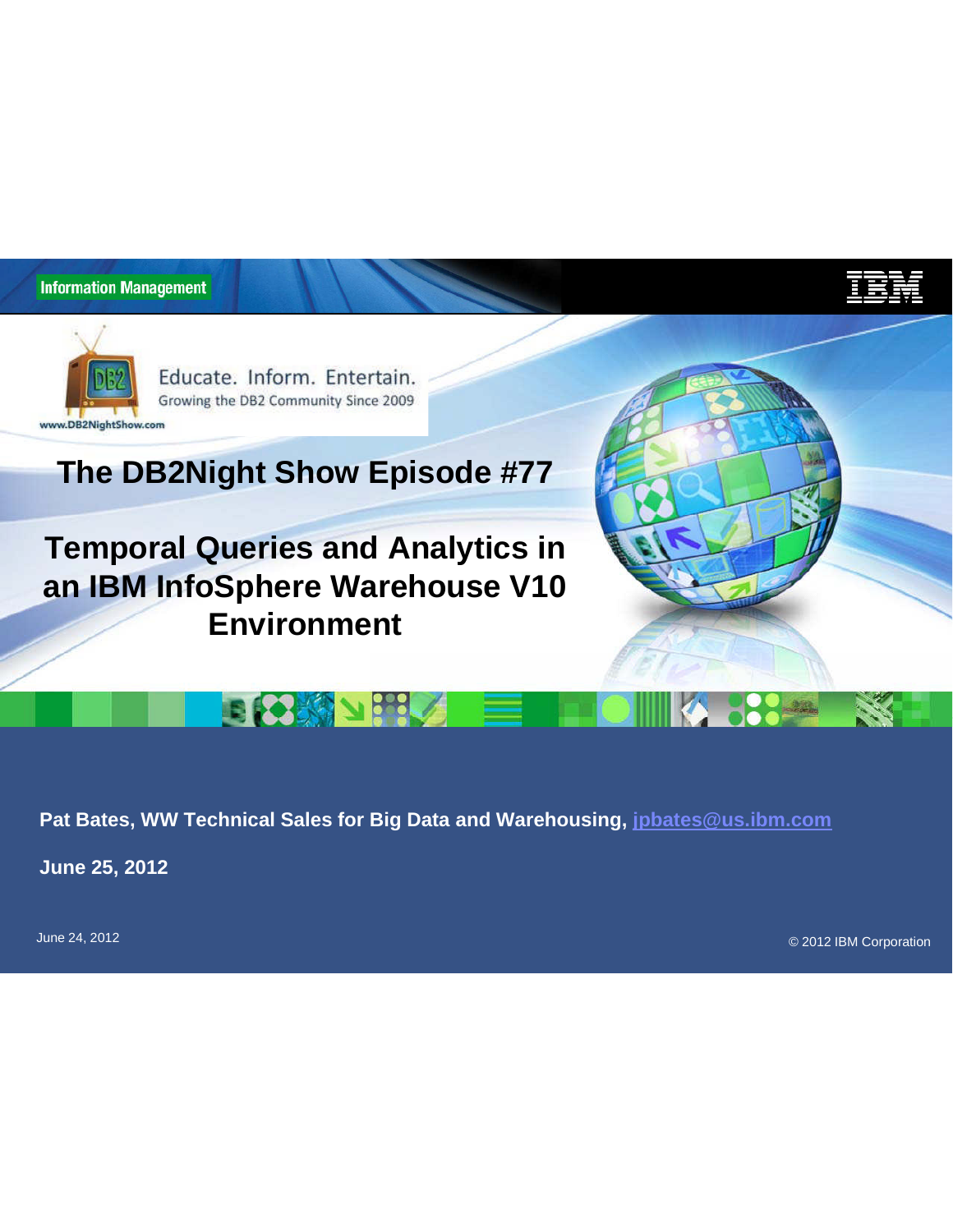Information Management

Educate. Inform. Entertain.
Growing the DB2 Community Since 2009
www.DB2NightShow.com

# The DB2Night Show Episode #77

# Temporal Queries and Analytics in an IBM InfoSphere Warehouse V10 Environment

**Pat Bates, WW Technical Sales for Big Data and Warehousing, jpbates@us.ibm.com**

**June 25, 2012**

June 24, 2012

© 2012 IBM Corporation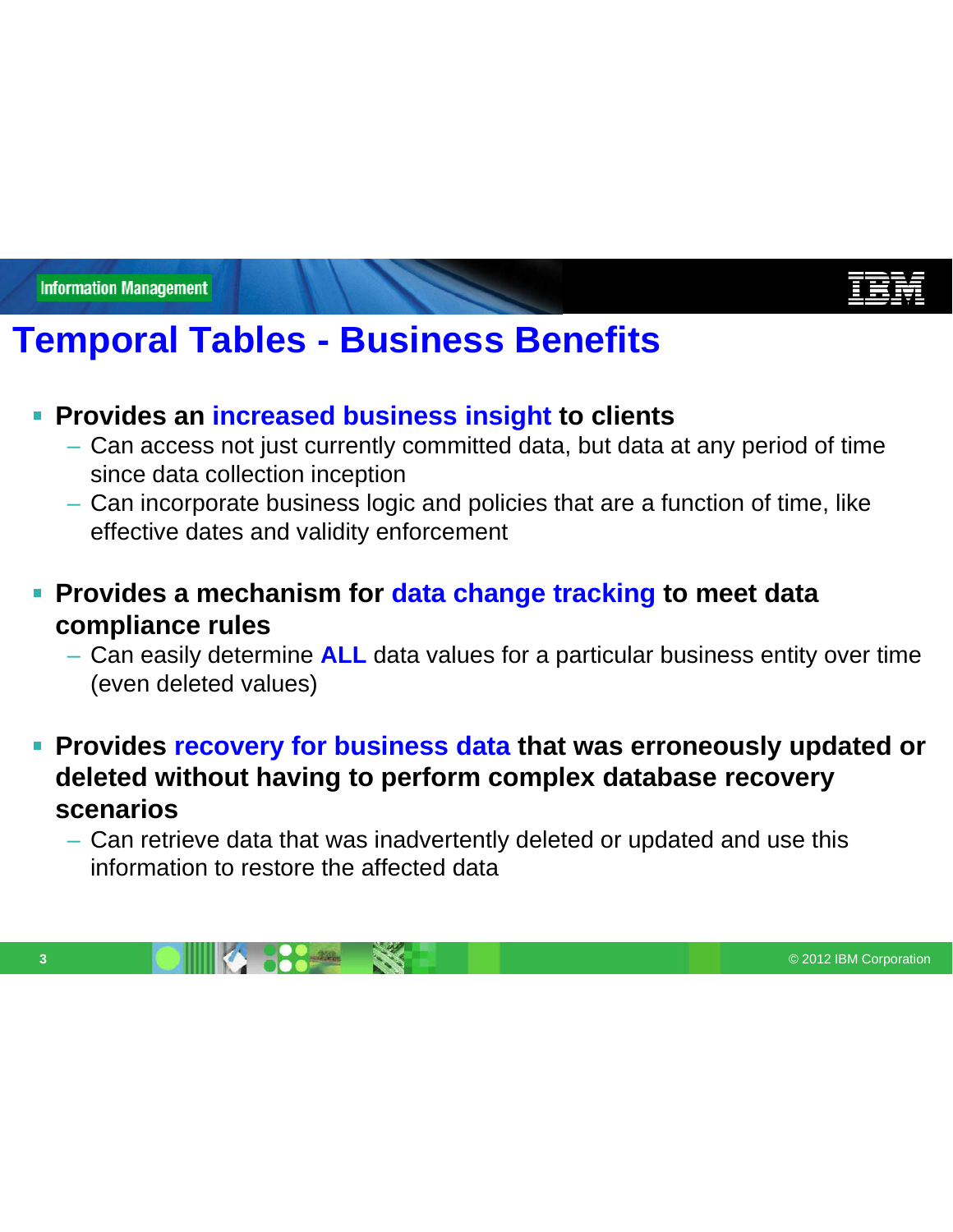# Temporal Tables - Business Benefits

- **Provides an increased business insight to clients**
  - Can access not just currently committed data, but data at any period of time since data collection inception
  - Can incorporate business logic and policies that are a function of time, like effective dates and validity enforcement

- **Provides a mechanism for data change tracking to meet data compliance rules**
  - Can easily determine **ALL** data values for a particular business entity over time (even deleted values)

- **Provides recovery for business data that was erroneously updated or deleted without having to perform complex database recovery scenarios**
  - Can retrieve data that was inadvertently deleted or updated and use this information to restore the affected data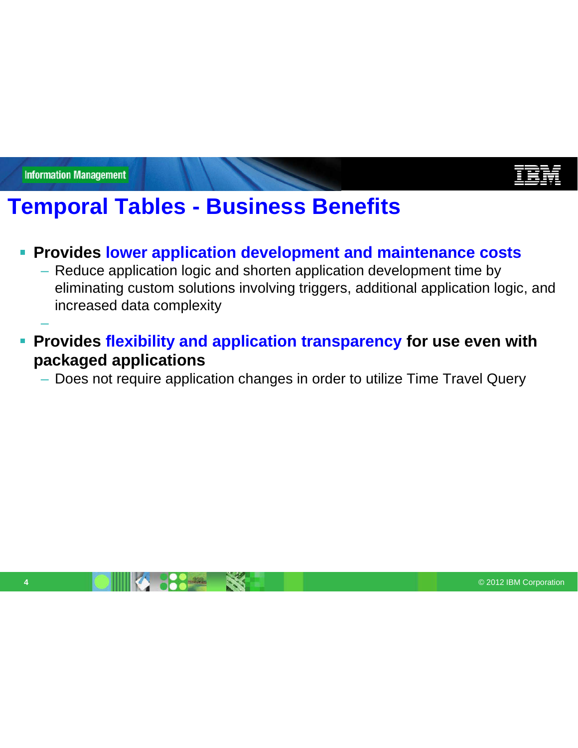# Temporal Tables - Business Benefits

- **Provides lower application development and maintenance costs**
  - Reduce application logic and shorten application development time by eliminating custom solutions involving triggers, additional application logic, and increased data complexity
- **Provides flexibility and application transparency for use even with packaged applications**
  - Does not require application changes in order to utilize Time Travel Query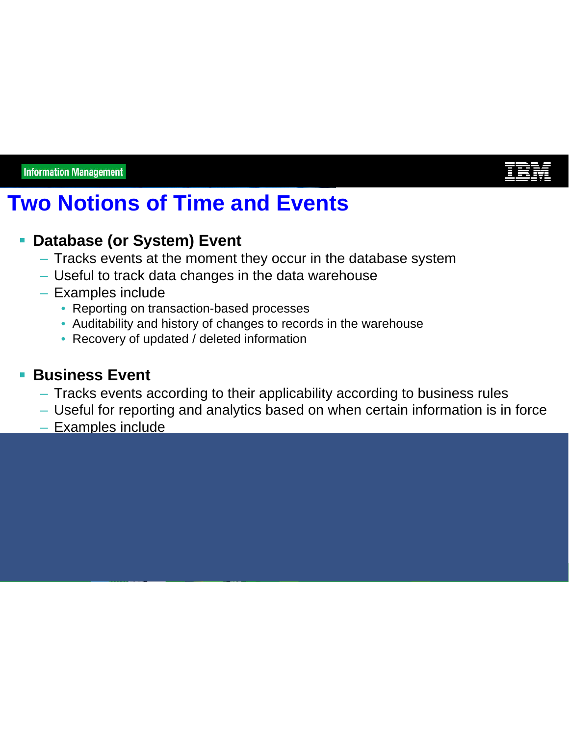# Two Notions of Time and Events

- **Database (or System) Event**
  - Tracks events at the moment they occur in the database system
  - Useful to track data changes in the data warehouse
  - Examples include
    - Reporting on transaction-based processes
    - Auditability and history of changes to records in the warehouse
    - Recovery of updated / deleted information

- **Business Event**
  - Tracks events according to their applicability according to business rules
  - Useful for reporting and analytics based on when certain information is in force
  - Examples include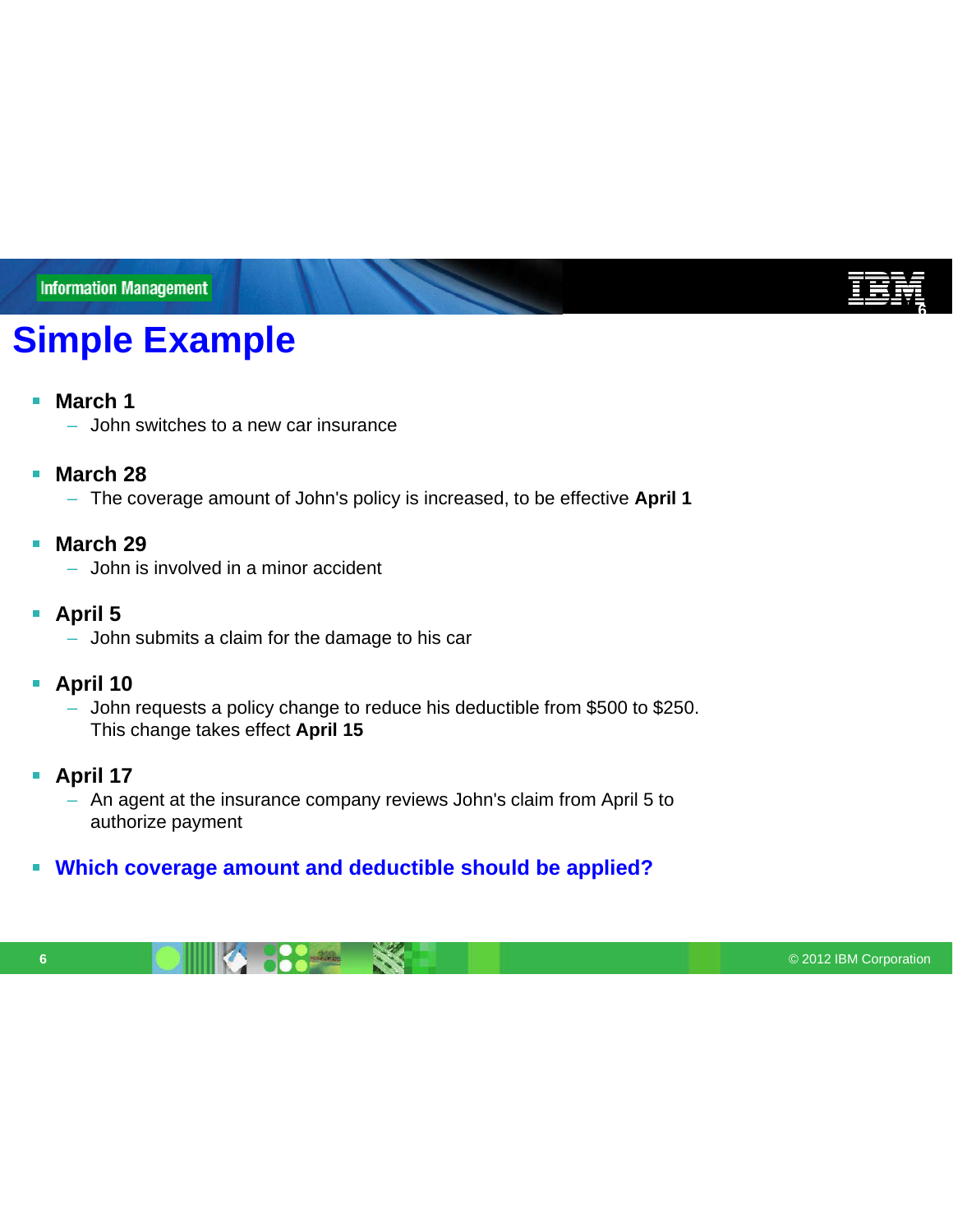# Simple Example

- **March 1**
  - John switches to a new car insurance
- **March 28**
  - The coverage amount of John's policy is increased, to be effective **April 1**
- **March 29**
  - John is involved in a minor accident
- **April 5**
  - John submits a claim for the damage to his car
- **April 10**
  - John requests a policy change to reduce his deductible from $500 to $250. This change takes effect **April 15**
- **April 17**
  - An agent at the insurance company reviews John's claim from April 5 to authorize payment
- **Which coverage amount and deductible should be applied?**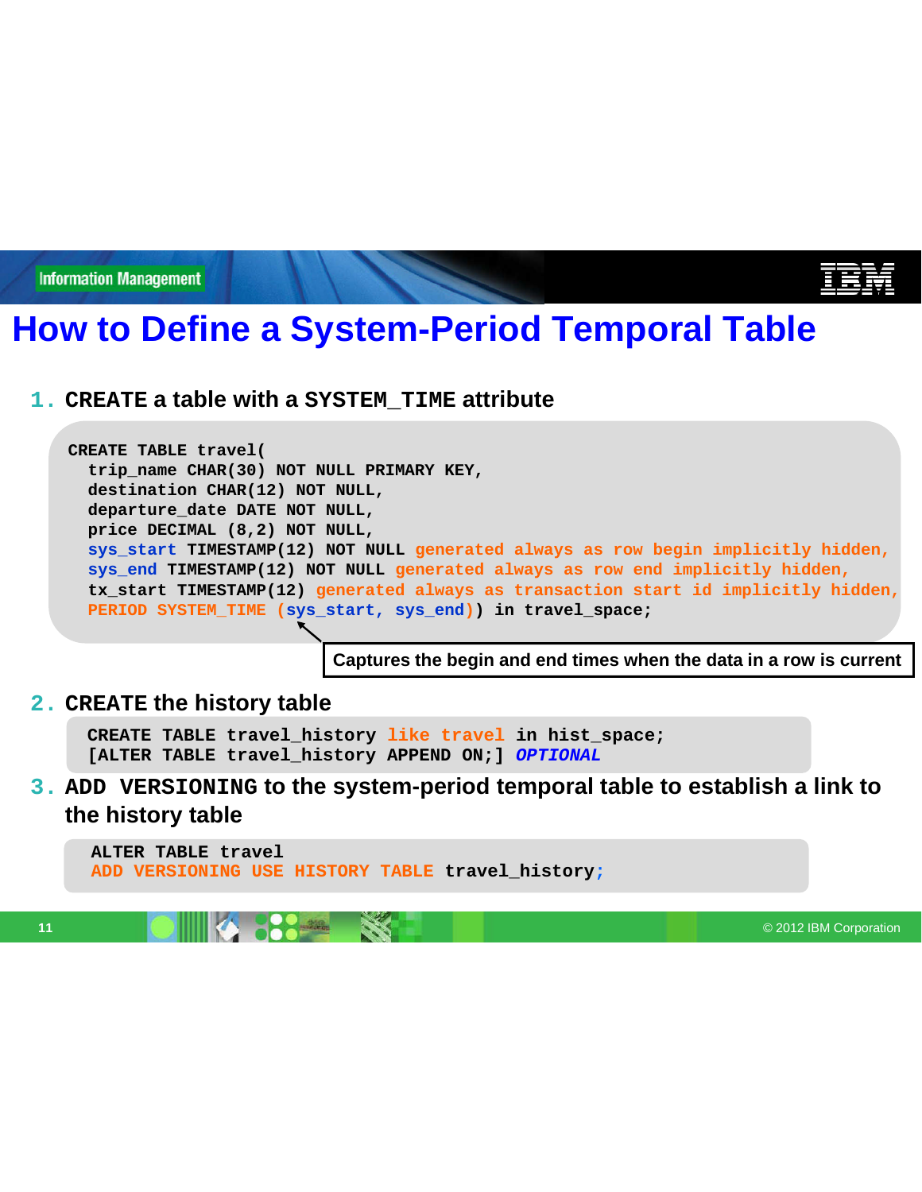# How to Define a System-Period Temporal Table

1. CREATE a table with a SYSTEM_TIME attribute

```
CREATE TABLE travel(
  trip_name CHAR(30) NOT NULL PRIMARY KEY,
  destination CHAR(12) NOT NULL,
  departure_date DATE NOT NULL,
  price DECIMAL (8,2) NOT NULL,
  sys_start TIMESTAMP(12) NOT NULL generated always as row begin implicitly hidden,
  sys_end TIMESTAMP(12) NOT NULL generated always as row end implicitly hidden,
  tx_start TIMESTAMP(12) generated always as transaction start id implicitly hidden,
  PERIOD SYSTEM_TIME (sys_start, sys_end)) in travel_space;
```

Captures the begin and end times when the data in a row is current

2. CREATE the history table

```
CREATE TABLE travel_history like travel in hist_space;
[ALTER TABLE travel_history APPEND ON;] OPTIONAL
```

3. ADD VERSIONING to the system-period temporal table to establish a link to the history table

```
ALTER TABLE travel
ADD VERSIONING USE HISTORY TABLE travel_history;
```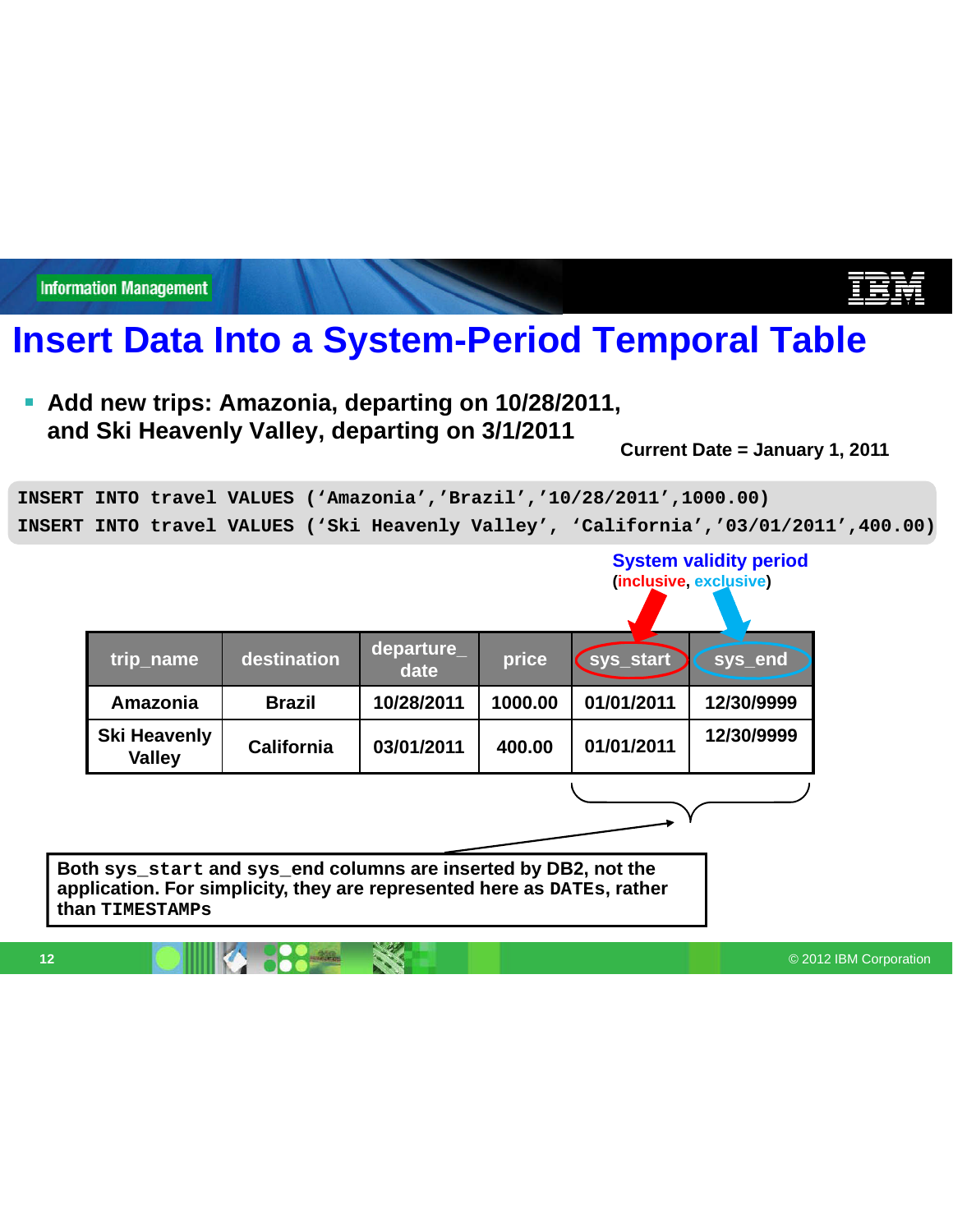# Insert Data Into a System-Period Temporal Table

- **Add new trips: Amazonia, departing on 10/28/2011, and Ski Heavenly Valley, departing on 3/1/2011**

**Current Date = January 1, 2011**

```
INSERT INTO travel VALUES (‘Amazonia’,’Brazil’,’10/28/2011’,1000.00)
INSERT INTO travel VALUES (‘Ski Heavenly Valley’, ‘California’,’03/01/2011’,400.00)
```

**System validity period (inclusive, exclusive)**

| trip_name | destination | departure_date | price | sys_start | sys_end |
|---|---|---|---|---|---|
| Amazonia | Brazil | 10/28/2011 | 1000.00 | 01/01/2011 | 12/30/9999 |
| Ski Heavenly Valley | California | 03/01/2011 | 400.00 | 01/01/2011 | 12/30/9999 |

**Both `sys_start` and `sys_end` columns are inserted by DB2, not the application. For simplicity, they are represented here as `DATE`s, rather than `TIMESTAMP`s**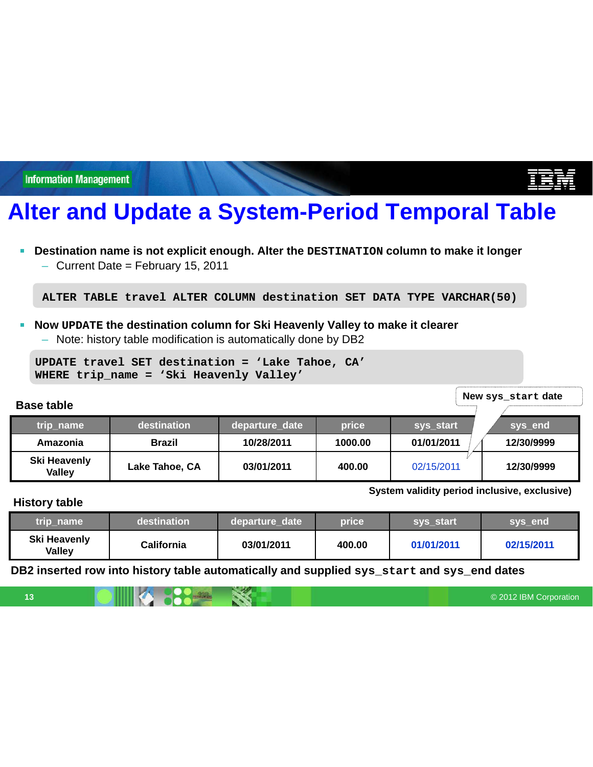# Alter and Update a System-Period Temporal Table

- **Destination name is not explicit enough. Alter the `DESTINATION` column to make it longer**
  - Current Date = February 15, 2011

```
ALTER TABLE travel ALTER COLUMN destination SET DATA TYPE VARCHAR(50)
```

- **Now `UPDATE` the destination column for Ski Heavenly Valley to make it clearer**
  - Note: history table modification is automatically done by DB2

```
UPDATE travel SET destination = ‘Lake Tahoe, CA’
WHERE trip_name = ‘Ski Heavenly Valley’
```

**Base table**

New `sys_start` date

| trip_name | destination | departure_date | price | sys_start | sys_end |
|---|---|---|---|---|---|
| Amazonia | Brazil | 10/28/2011 | 1000.00 | 01/01/2011 | 12/30/9999 |
| Ski Heavenly Valley | Lake Tahoe, CA | 03/01/2011 | 400.00 | 02/15/2011 | 12/30/9999 |

**System validity period inclusive, exclusive)**

**History table**

| trip_name | destination | departure_date | price | sys_start | sys_end |
|---|---|---|---|---|---|
| Ski Heavenly Valley | California | 03/01/2011 | 400.00 | 01/01/2011 | 02/15/2011 |

**DB2 inserted row into history table automatically and supplied `sys_start` and `sys_end` dates**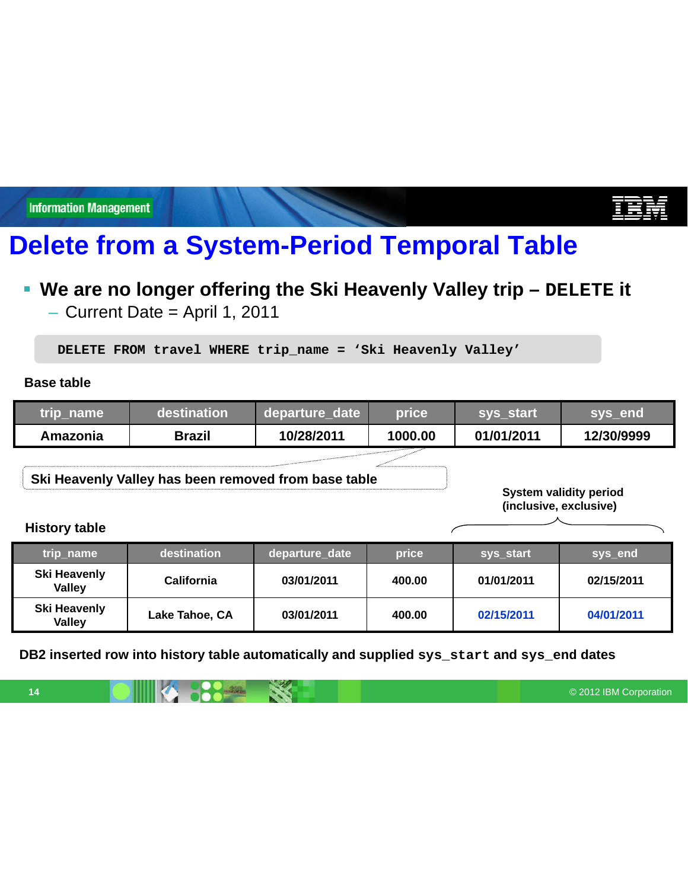# Delete from a System-Period Temporal Table

- **We are no longer offering the Ski Heavenly Valley trip – `DELETE` it**
  - Current Date = April 1, 2011

```
DELETE FROM travel WHERE trip_name = 'Ski Heavenly Valley'
```

**Base table**

| trip_name | destination | departure_date | price | sys_start | sys_end |
|---|---|---|---|---|---|
| Amazonia | Brazil | 10/28/2011 | 1000.00 | 01/01/2011 | 12/30/9999 |

**Ski Heavenly Valley has been removed from base table**

**System validity period (inclusive, exclusive)**

**History table**

| trip_name | destination | departure_date | price | sys_start | sys_end |
|---|---|---|---|---|---|
| Ski Heavenly Valley | California | 03/01/2011 | 400.00 | 01/01/2011 | 02/15/2011 |
| Ski Heavenly Valley | Lake Tahoe, CA | 03/01/2011 | 400.00 | 02/15/2011 | 04/01/2011 |

**DB2 inserted row into history table automatically and supplied `sys_start` and sys_end dates**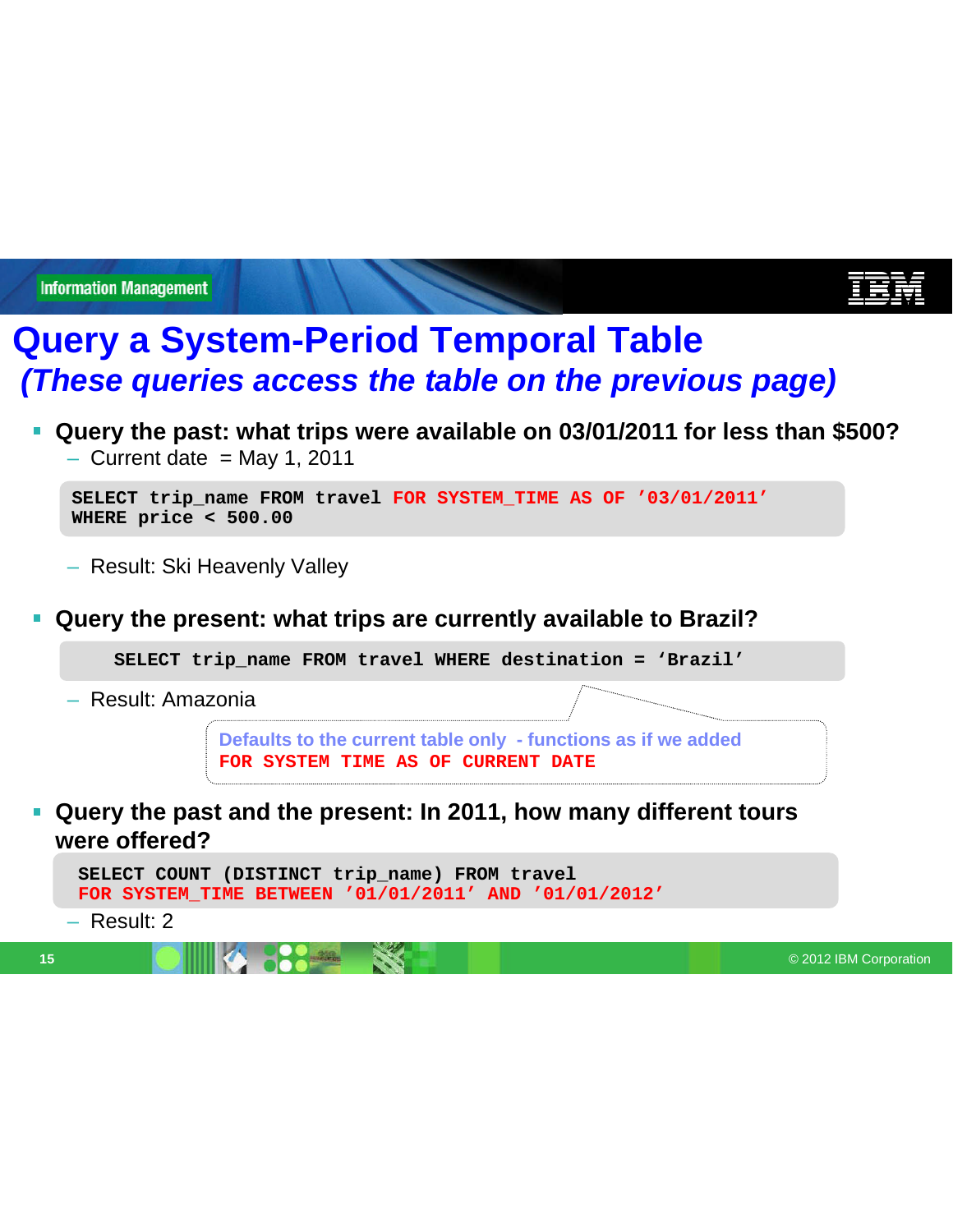# Query a System-Period Temporal Table

## *(These queries access the table on the previous page)*

- **Query the past: what trips were available on 03/01/2011 for less than $500?**
  - Current date = May 1, 2011

```
SELECT trip_name FROM travel FOR SYSTEM_TIME AS OF '03/01/2011'
WHERE price < 500.00
```

  - Result: Ski Heavenly Valley

- **Query the present: what trips are currently available to Brazil?**

```
SELECT trip_name FROM travel WHERE destination = 'Brazil'
```

  - Result: Amazonia

Defaults to the current table only - functions as if we added
`FOR SYSTEM TIME AS OF CURRENT DATE`

- **Query the past and the present: In 2011, how many different tours were offered?**

```
SELECT COUNT (DISTINCT trip_name) FROM travel
FOR SYSTEM_TIME BETWEEN '01/01/2011' AND '01/01/2012'
```

  - Result: 2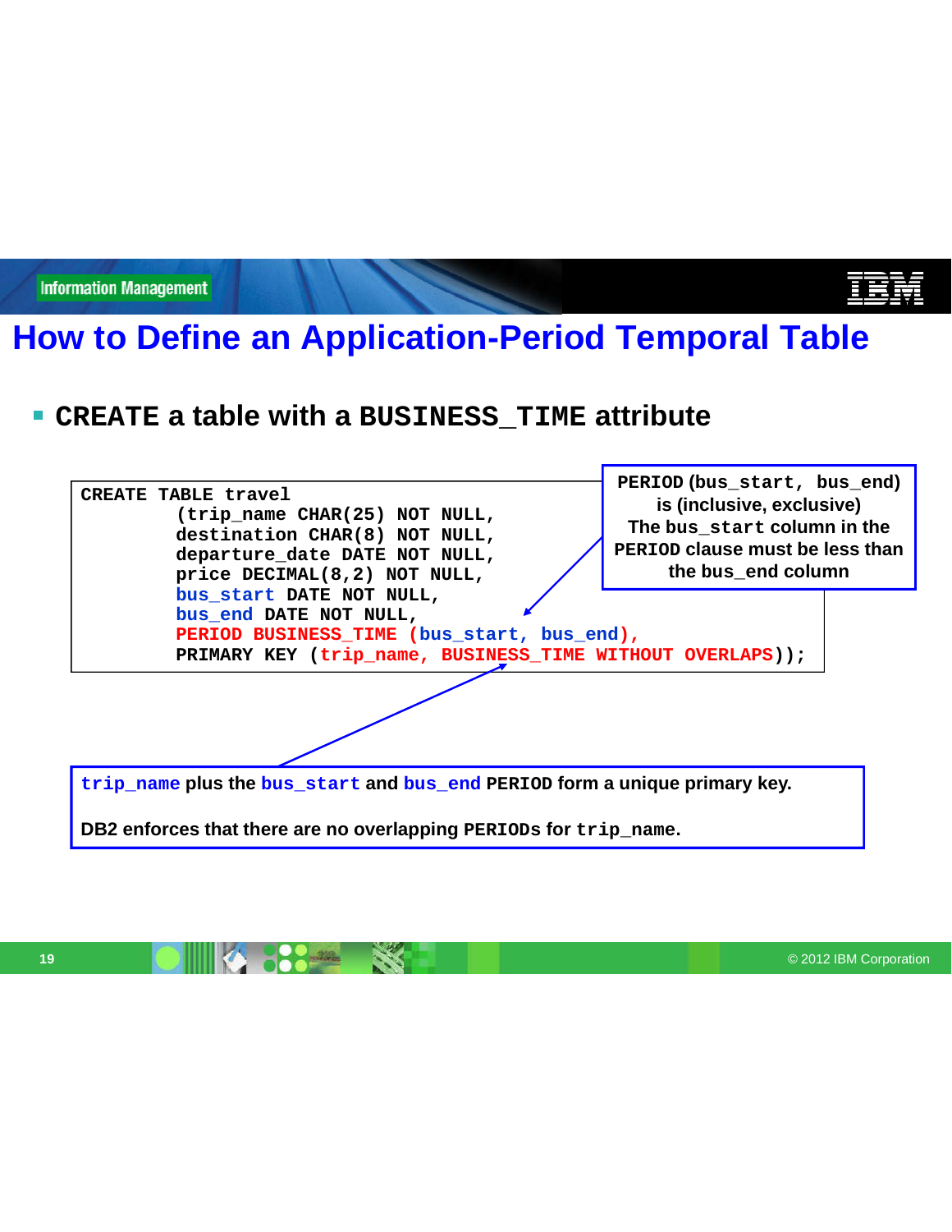# How to Define an Application-Period Temporal Table

- **CREATE a table with a BUSINESS_TIME attribute**

```
CREATE TABLE travel
        (trip_name CHAR(25) NOT NULL,
        destination CHAR(8) NOT NULL,
        departure_date DATE NOT NULL,
        price DECIMAL(8,2) NOT NULL,
        bus_start DATE NOT NULL,
        bus_end DATE NOT NULL,
        PERIOD BUSINESS_TIME (bus_start, bus_end),
        PRIMARY KEY (trip_name, BUSINESS_TIME WITHOUT OVERLAPS));
```

**PERIOD (bus_start, bus_end) is (inclusive, exclusive)**
**The bus_start column in the PERIOD clause must be less than the bus_end column**

**trip_name plus the bus_start and bus_end PERIOD form a unique primary key.**

**DB2 enforces that there are no overlapping PERIODs for trip_name.**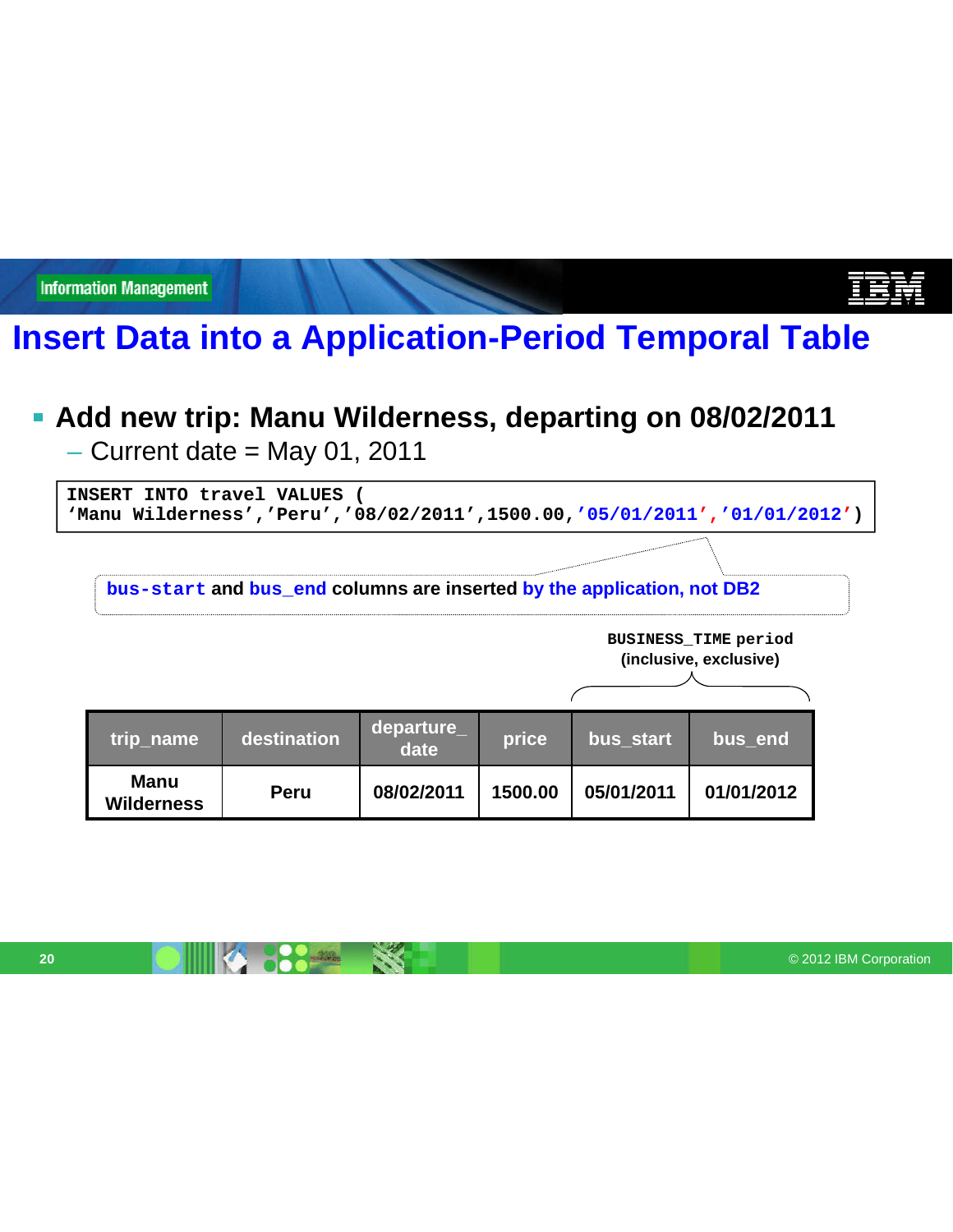# Insert Data into a Application-Period Temporal Table

- **Add new trip: Manu Wilderness, departing on 08/02/2011**
  – Current date = May 01, 2011

```
INSERT INTO travel VALUES (
'Manu Wilderness','Peru','08/02/2011',1500.00,'05/01/2011','01/01/2012')
```

**bus-start and bus_end columns are inserted by the application, not DB2**

**BUSINESS_TIME period (inclusive, exclusive)**

| trip_name | destination | departure_date | price | bus_start | bus_end |
|---|---|---|---|---|---|
| Manu Wilderness | Peru | 08/02/2011 | 1500.00 | 05/01/2011 | 01/01/2012 |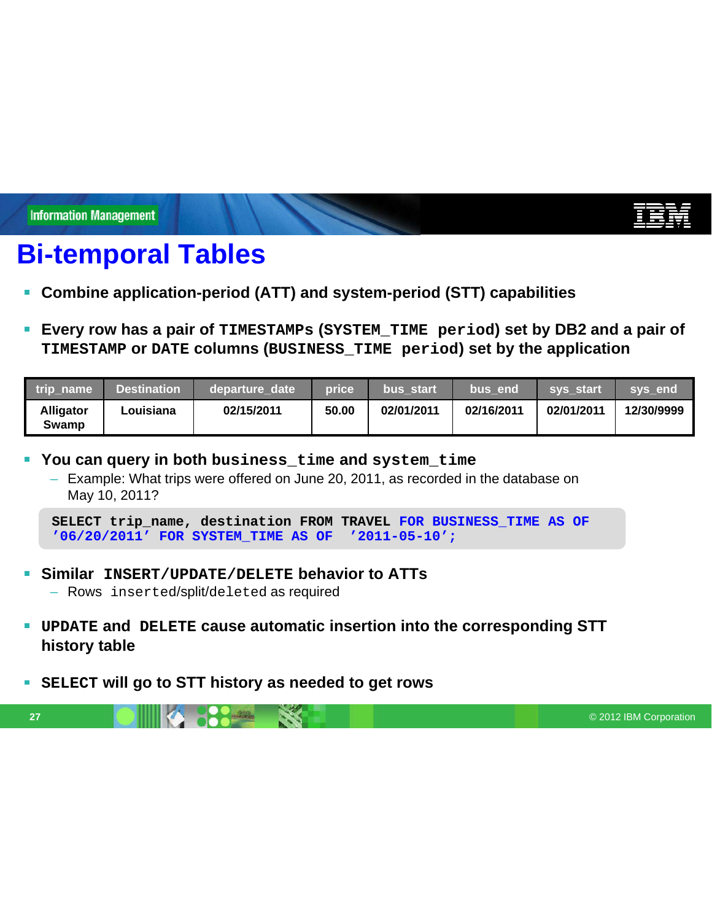# Bi-temporal Tables

- **Combine application-period (ATT) and system-period (STT) capabilities**
- **Every row has a pair of `TIMESTAMPs` (`SYSTEM_TIME period`) set by DB2 and a pair of `TIMESTAMP` or `DATE` columns (`BUSINESS_TIME period`) set by the application**

| trip_name | Destination | departure_date | price | bus_start | bus_end | sys_start | sys_end |
|---|---|---|---|---|---|---|---|
| Alligator Swamp | Louisiana | 02/15/2011 | 50.00 | 02/01/2011 | 02/16/2011 | 02/01/2011 | 12/30/9999 |

- **You can query in both `business_time` and `system_time`**
  - Example: What trips were offered on June 20, 2011, as recorded in the database on May 10, 2011?

```
SELECT trip_name, destination FROM TRAVEL FOR BUSINESS_TIME AS OF
'06/20/2011' FOR SYSTEM_TIME AS OF  '2011-05-10';
```

- **Similar `INSERT/UPDATE/DELETE` behavior to ATTs**
  - Rows `inserted`/split/`deleted` as required
- **`UPDATE` and `DELETE` cause automatic insertion into the corresponding STT history table**
- **`SELECT` will go to STT history as needed to get rows**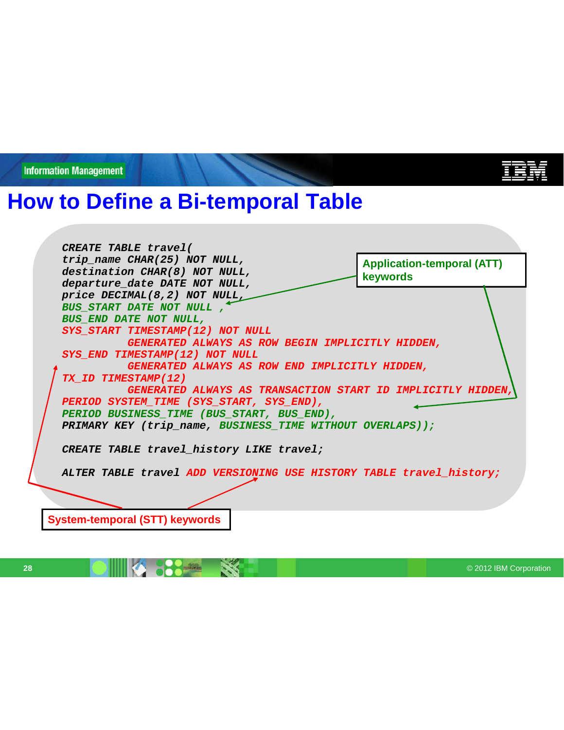# How to Define a Bi-temporal Table

```
CREATE TABLE travel(
trip_name CHAR(25) NOT NULL,
destination CHAR(8) NOT NULL,
departure_date DATE NOT NULL,
price DECIMAL(8,2) NOT NULL,
BUS_START DATE NOT NULL ,
BUS_END DATE NOT NULL,
SYS_START TIMESTAMP(12) NOT NULL
          GENERATED ALWAYS AS ROW BEGIN IMPLICITLY HIDDEN,
SYS_END TIMESTAMP(12) NOT NULL
          GENERATED ALWAYS AS ROW END IMPLICITLY HIDDEN,
TX_ID TIMESTAMP(12)
          GENERATED ALWAYS AS TRANSACTION START ID IMPLICITLY HIDDEN,
PERIOD SYSTEM_TIME (SYS_START, SYS_END),
PERIOD BUSINESS_TIME (BUS_START, BUS_END),
PRIMARY KEY (trip_name, BUSINESS_TIME WITHOUT OVERLAPS));

CREATE TABLE travel_history LIKE travel;

ALTER TABLE travel ADD VERSIONING USE HISTORY TABLE travel_history;
```

Application-temporal (ATT) keywords

System-temporal (STT) keywords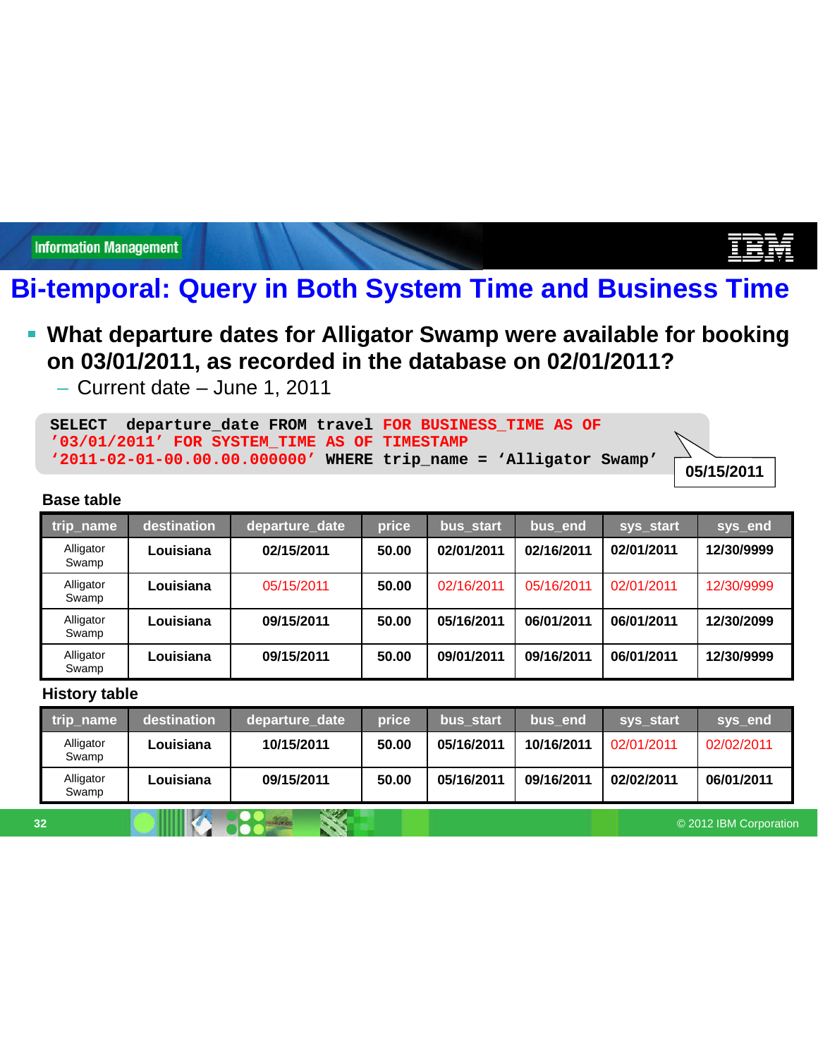# Bi-temporal: Query in Both System Time and Business Time

- **What departure dates for Alligator Swamp were available for booking on 03/01/2011, as recorded in the database on 02/01/2011?**
  - Current date – June 1, 2011

```
SELECT  departure_date FROM travel FOR BUSINESS_TIME AS OF
'03/01/2011' FOR SYSTEM_TIME AS OF TIMESTAMP
'2011-02-01-00.00.00.000000' WHERE trip_name = 'Alligator Swamp'
```

**05/15/2011**

**Base table**

| trip_name | destination | departure_date | price | bus_start | bus_end | sys_start | sys_end |
|---|---|---|---|---|---|---|---|
| Alligator Swamp | **Louisiana** | **02/15/2011** | **50.00** | **02/01/2011** | **02/16/2011** | **02/01/2011** | **12/30/9999** |
| Alligator Swamp | **Louisiana** | 05/15/2011 | **50.00** | 02/16/2011 | 05/16/2011 | 02/01/2011 | 12/30/9999 |
| Alligator Swamp | **Louisiana** | **09/15/2011** | **50.00** | **05/16/2011** | **06/01/2011** | **06/01/2011** | **12/30/2099** |
| Alligator Swamp | **Louisiana** | **09/15/2011** | **50.00** | **09/01/2011** | **09/16/2011** | **06/01/2011** | **12/30/9999** |

**History table**

| trip_name | destination | departure_date | price | bus_start | bus_end | sys_start | sys_end |
|---|---|---|---|---|---|---|---|
| Alligator Swamp | **Louisiana** | **10/15/2011** | **50.00** | **05/16/2011** | **10/16/2011** | 02/01/2011 | 02/02/2011 |
| Alligator Swamp | **Louisiana** | **09/15/2011** | **50.00** | **05/16/2011** | **09/16/2011** | **02/02/2011** | **06/01/2011** |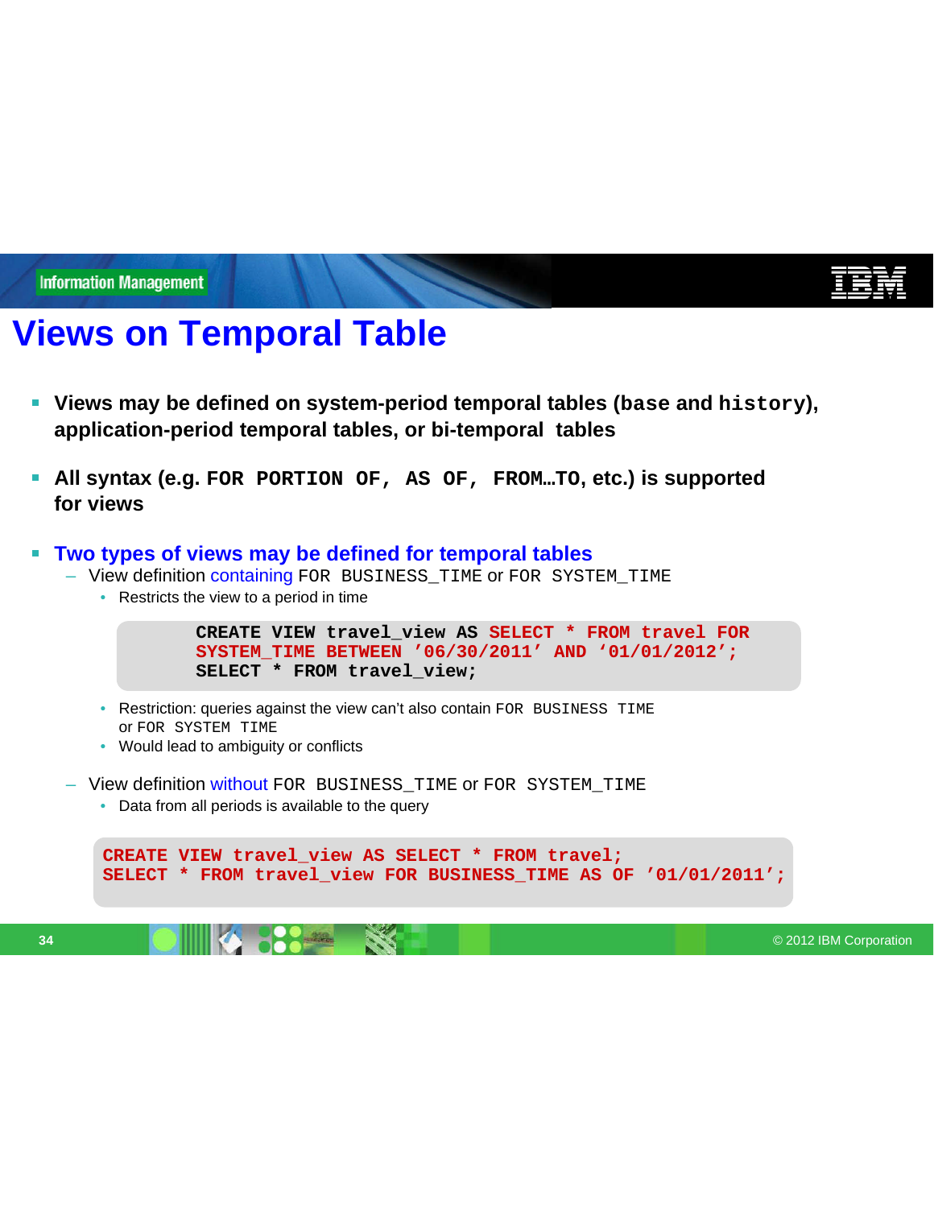# Views on Temporal Table

- **Views may be defined on system-period temporal tables (base and `history`), application-period temporal tables, or bi-temporal tables**

- **All syntax (e.g. `FOR PORTION OF`, `AS OF`, `FROM…TO`, etc.) is supported for views**

- **Two types of views may be defined for temporal tables**
  - View definition containing `FOR BUSINESS_TIME` or `FOR SYSTEM_TIME`
    - Restricts the view to a period in time

```
CREATE VIEW travel_view AS SELECT * FROM travel FOR
SYSTEM_TIME BETWEEN '06/30/2011' AND '01/01/2012';
SELECT * FROM travel_view;
```

    - Restriction: queries against the view can't also contain `FOR BUSINESS TIME` or `FOR SYSTEM TIME`
    - Would lead to ambiguity or conflicts
  - View definition without `FOR BUSINESS_TIME` or `FOR SYSTEM_TIME`
    - Data from all periods is available to the query

```
CREATE VIEW travel_view AS SELECT * FROM travel;
SELECT * FROM travel_view FOR BUSINESS_TIME AS OF '01/01/2011';
```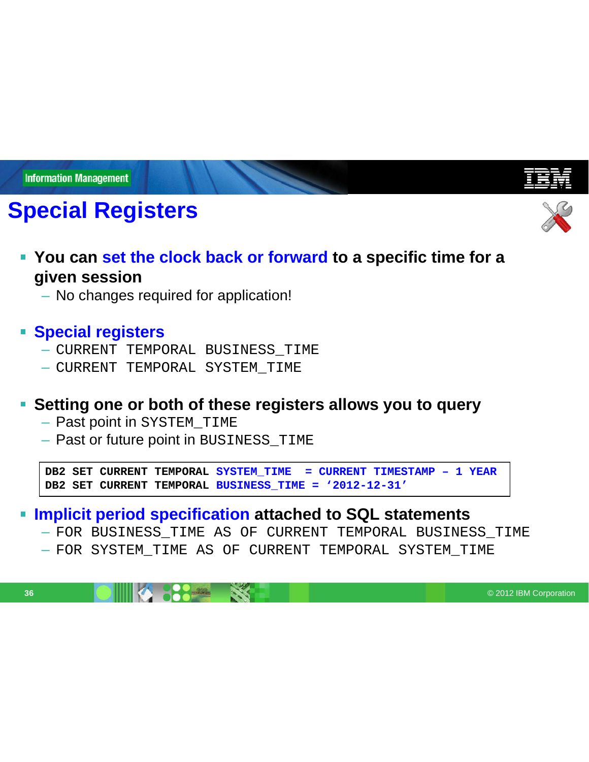# Special Registers

- **You can set the clock back or forward to a specific time for a given session**
  - No changes required for application!

- **Special registers**
  - CURRENT TEMPORAL BUSINESS_TIME
  - CURRENT TEMPORAL SYSTEM_TIME

- **Setting one or both of these registers allows you to query**
  - Past point in SYSTEM_TIME
  - Past or future point in BUSINESS_TIME

```
DB2 SET CURRENT TEMPORAL SYSTEM_TIME  = CURRENT TIMESTAMP – 1 YEAR
DB2 SET CURRENT TEMPORAL BUSINESS_TIME = ‘2012-12-31’
```

- **Implicit period specification attached to SQL statements**
  - FOR BUSINESS_TIME AS OF CURRENT TEMPORAL BUSINESS_TIME
  - FOR SYSTEM_TIME AS OF CURRENT TEMPORAL SYSTEM_TIME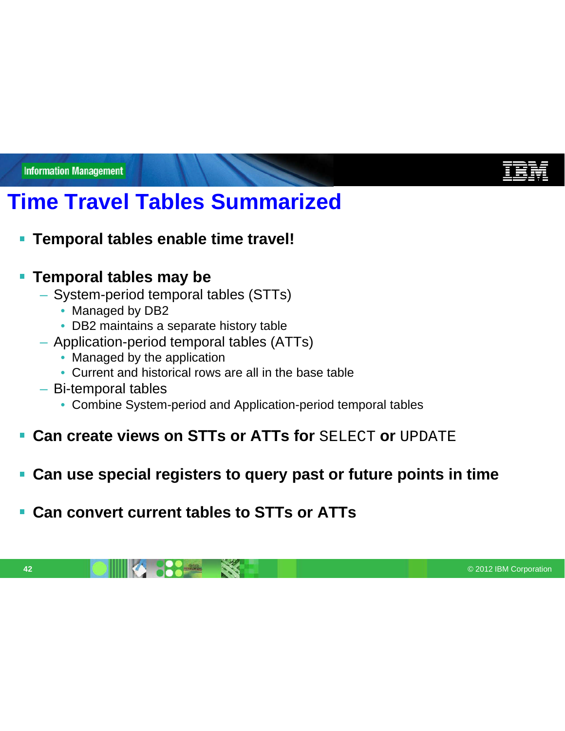# Time Travel Tables Summarized

- **Temporal tables enable time travel!**

- **Temporal tables may be**
  - System-period temporal tables (STTs)
    - Managed by DB2
    - DB2 maintains a separate history table
  - Application-period temporal tables (ATTs)
    - Managed by the application
    - Current and historical rows are all in the base table
  - Bi-temporal tables
    - Combine System-period and Application-period temporal tables

- **Can create views on STTs or ATTs for `SELECT` or `UPDATE`**

- **Can use special registers to query past or future points in time**

- **Can convert current tables to STTs or ATTs**